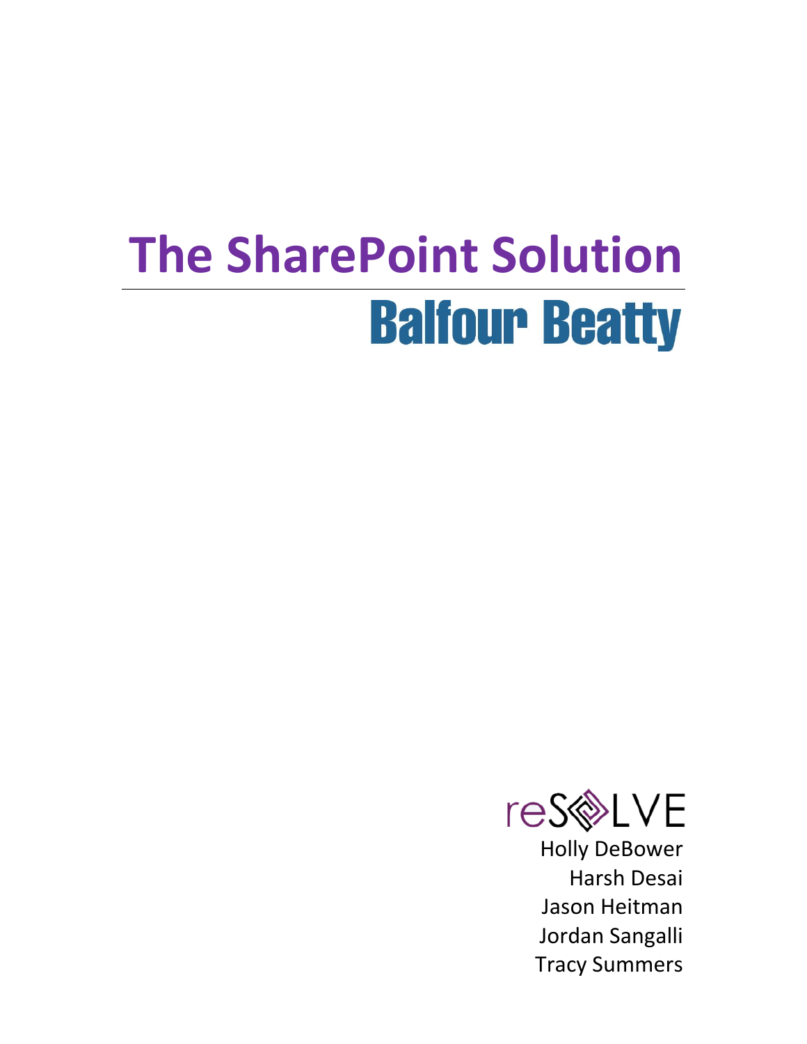# The SharePoint Solution

## Balfour Beatty

reSOLVE

Holly DeBower
Harsh Desai
Jason Heitman
Jordan Sangalli
Tracy Summers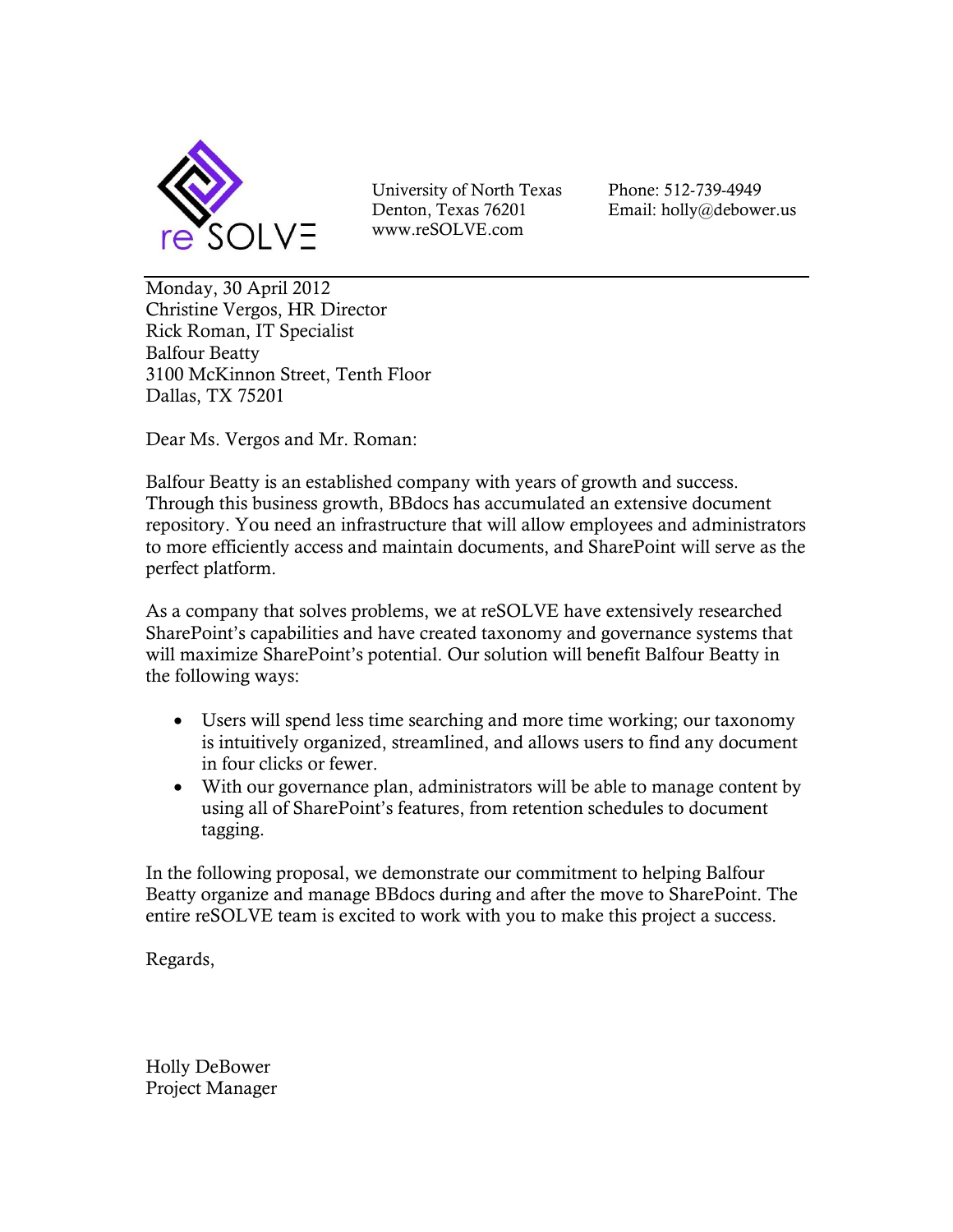reSOLVE

University of North Texas
Denton, Texas 76201
www.reSOLVE.com

Phone: 512-739-4949
Email: holly@debower.us

---

Monday, 30 April 2012
Christine Vergos, HR Director
Rick Roman, IT Specialist
Balfour Beatty
3100 McKinnon Street, Tenth Floor
Dallas, TX 75201

Dear Ms. Vergos and Mr. Roman:

Balfour Beatty is an established company with years of growth and success. Through this business growth, BBdocs has accumulated an extensive document repository. You need an infrastructure that will allow employees and administrators to more efficiently access and maintain documents, and SharePoint will serve as the perfect platform.

As a company that solves problems, we at reSOLVE have extensively researched SharePoint's capabilities and have created taxonomy and governance systems that will maximize SharePoint's potential. Our solution will benefit Balfour Beatty in the following ways:

- Users will spend less time searching and more time working; our taxonomy is intuitively organized, streamlined, and allows users to find any document in four clicks or fewer.
- With our governance plan, administrators will be able to manage content by using all of SharePoint's features, from retention schedules to document tagging.

In the following proposal, we demonstrate our commitment to helping Balfour Beatty organize and manage BBdocs during and after the move to SharePoint. The entire reSOLVE team is excited to work with you to make this project a success.

Regards,

Holly DeBower
Project Manager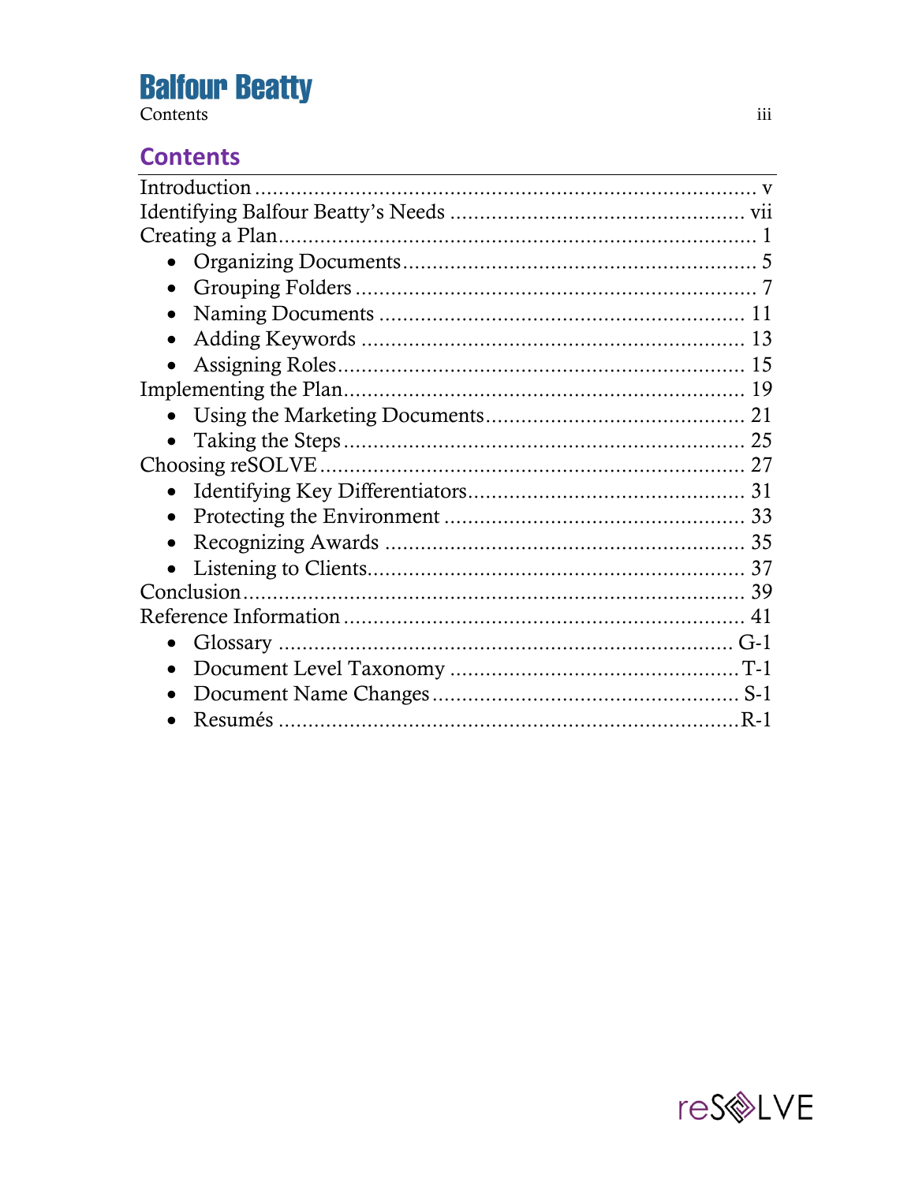# Contents

Introduction ........................................................................ v
Identifying Balfour Beatty's Needs ................................................ vii
Creating a Plan ........................................................................ 1

- Organizing Documents ........................................................ 5
- Grouping Folders ................................................................ 7
- Naming Documents .......................................................... 11
- Adding Keywords .............................................................. 13
- Assigning Roles ................................................................ 15

Implementing the Plan ............................................................. 19

- Using the Marketing Documents ......................................... 21
- Taking the Steps ............................................................... 25

Choosing reSOLVE .................................................................. 27

- Identifying Key Differentiators ............................................ 31
- Protecting the Environment ............................................... 33
- Recognizing Awards .......................................................... 35
- Listening to Clients ........................................................... 37

Conclusion ............................................................................ 39
Reference Information ............................................................. 41

- Glossary ........................................................................... G-1
- Document Level Taxonomy ............................................... T-1
- Document Name Changes .................................................. S-1
- Resumés ........................................................................... R-1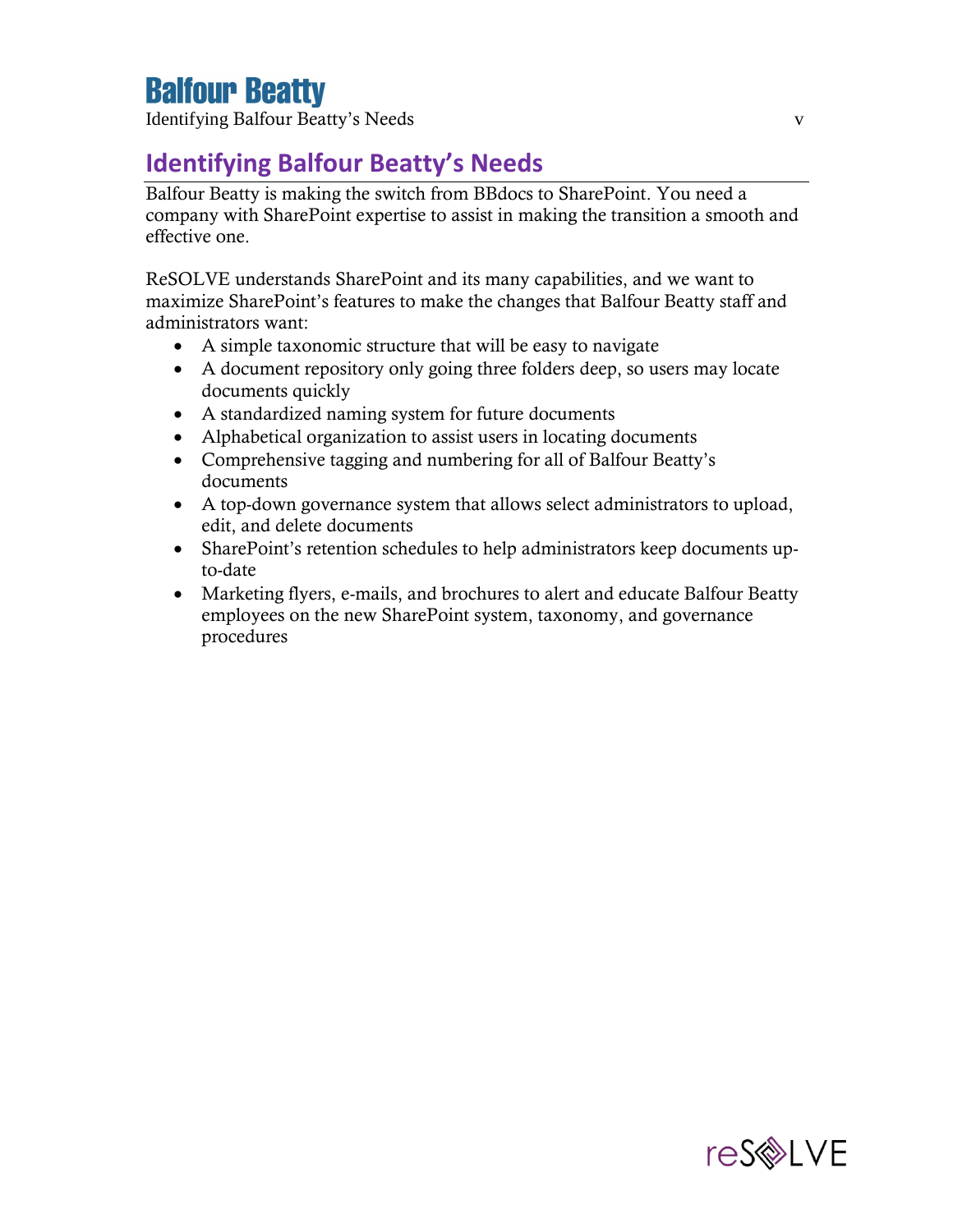## Identifying Balfour Beatty's Needs

Balfour Beatty is making the switch from BBdocs to SharePoint. You need a company with SharePoint expertise to assist in making the transition a smooth and effective one.

ReSOLVE understands SharePoint and its many capabilities, and we want to maximize SharePoint's features to make the changes that Balfour Beatty staff and administrators want:

- A simple taxonomic structure that will be easy to navigate
- A document repository only going three folders deep, so users may locate documents quickly
- A standardized naming system for future documents
- Alphabetical organization to assist users in locating documents
- Comprehensive tagging and numbering for all of Balfour Beatty's documents
- A top-down governance system that allows select administrators to upload, edit, and delete documents
- SharePoint's retention schedules to help administrators keep documents up-to-date
- Marketing flyers, e-mails, and brochures to alert and educate Balfour Beatty employees on the new SharePoint system, taxonomy, and governance procedures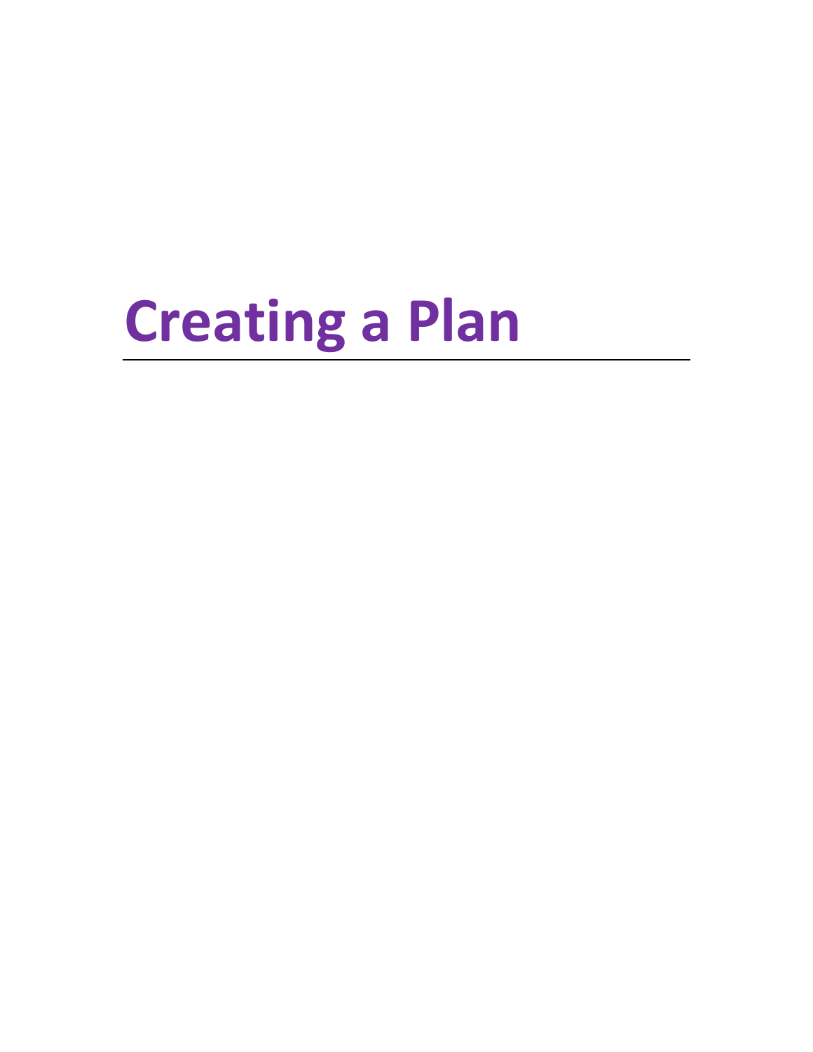# Creating a Plan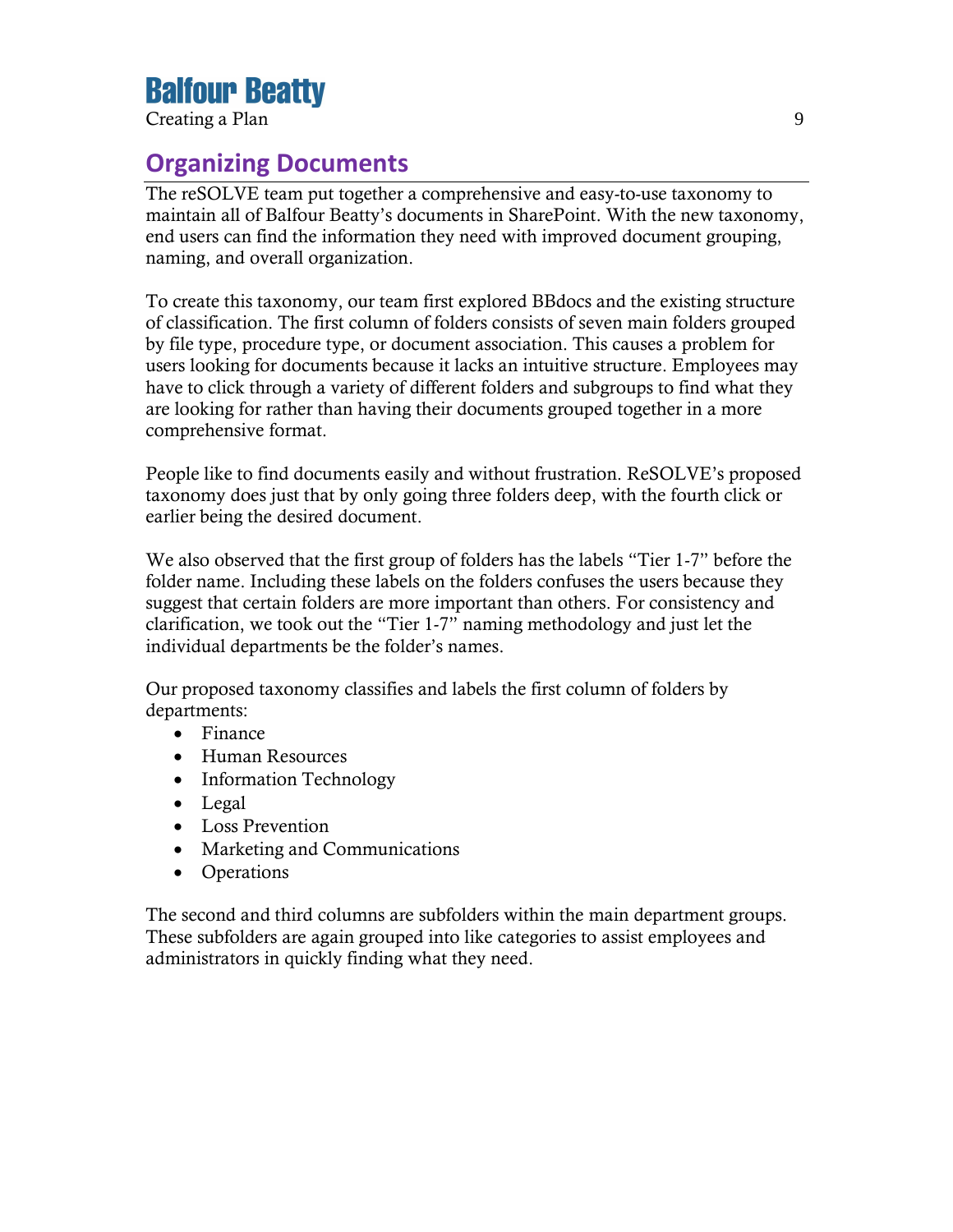## Organizing Documents

The reSOLVE team put together a comprehensive and easy-to-use taxonomy to maintain all of Balfour Beatty's documents in SharePoint. With the new taxonomy, end users can find the information they need with improved document grouping, naming, and overall organization.

To create this taxonomy, our team first explored BBdocs and the existing structure of classification. The first column of folders consists of seven main folders grouped by file type, procedure type, or document association. This causes a problem for users looking for documents because it lacks an intuitive structure. Employees may have to click through a variety of different folders and subgroups to find what they are looking for rather than having their documents grouped together in a more comprehensive format.

People like to find documents easily and without frustration. ReSOLVE's proposed taxonomy does just that by only going three folders deep, with the fourth click or earlier being the desired document.

We also observed that the first group of folders has the labels "Tier 1-7" before the folder name. Including these labels on the folders confuses the users because they suggest that certain folders are more important than others. For consistency and clarification, we took out the "Tier 1-7" naming methodology and just let the individual departments be the folder's names.

Our proposed taxonomy classifies and labels the first column of folders by departments:

- Finance
- Human Resources
- Information Technology
- Legal
- Loss Prevention
- Marketing and Communications
- Operations

The second and third columns are subfolders within the main department groups. These subfolders are again grouped into like categories to assist employees and administrators in quickly finding what they need.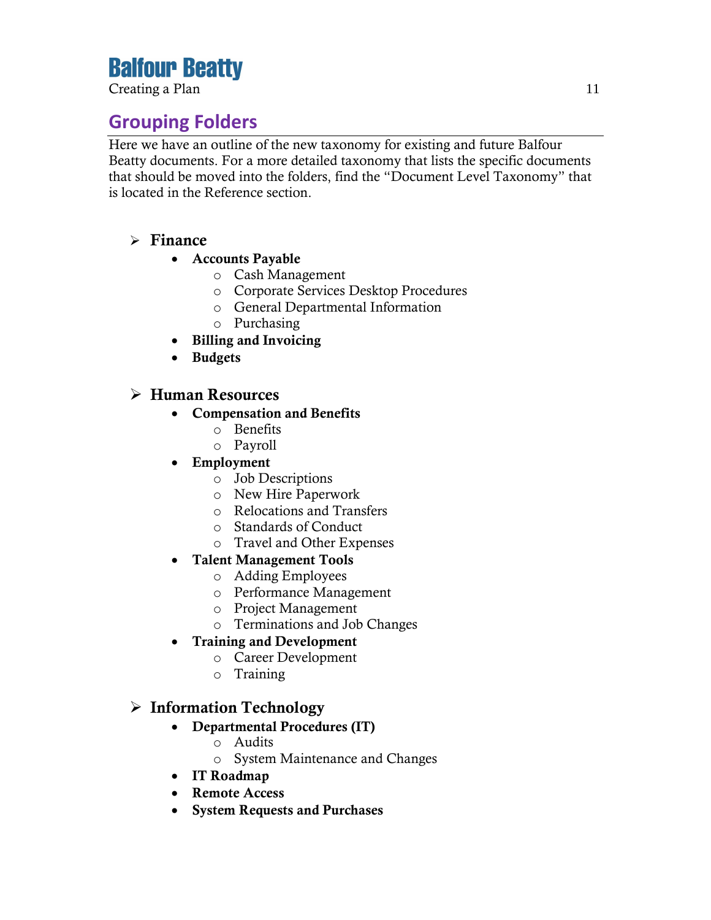## Grouping Folders

Here we have an outline of the new taxonomy for existing and future Balfour Beatty documents. For a more detailed taxonomy that lists the specific documents that should be moved into the folders, find the "Document Level Taxonomy" that is located in the Reference section.

- **Finance**
  - **Accounts Payable**
    - Cash Management
    - Corporate Services Desktop Procedures
    - General Departmental Information
    - Purchasing
  - **Billing and Invoicing**
  - **Budgets**

- **Human Resources**
  - **Compensation and Benefits**
    - Benefits
    - Payroll
  - **Employment**
    - Job Descriptions
    - New Hire Paperwork
    - Relocations and Transfers
    - Standards of Conduct
    - Travel and Other Expenses
  - **Talent Management Tools**
    - Adding Employees
    - Performance Management
    - Project Management
    - Terminations and Job Changes
  - **Training and Development**
    - Career Development
    - Training

- **Information Technology**
  - **Departmental Procedures (IT)**
    - Audits
    - System Maintenance and Changes
  - **IT Roadmap**
  - **Remote Access**
  - **System Requests and Purchases**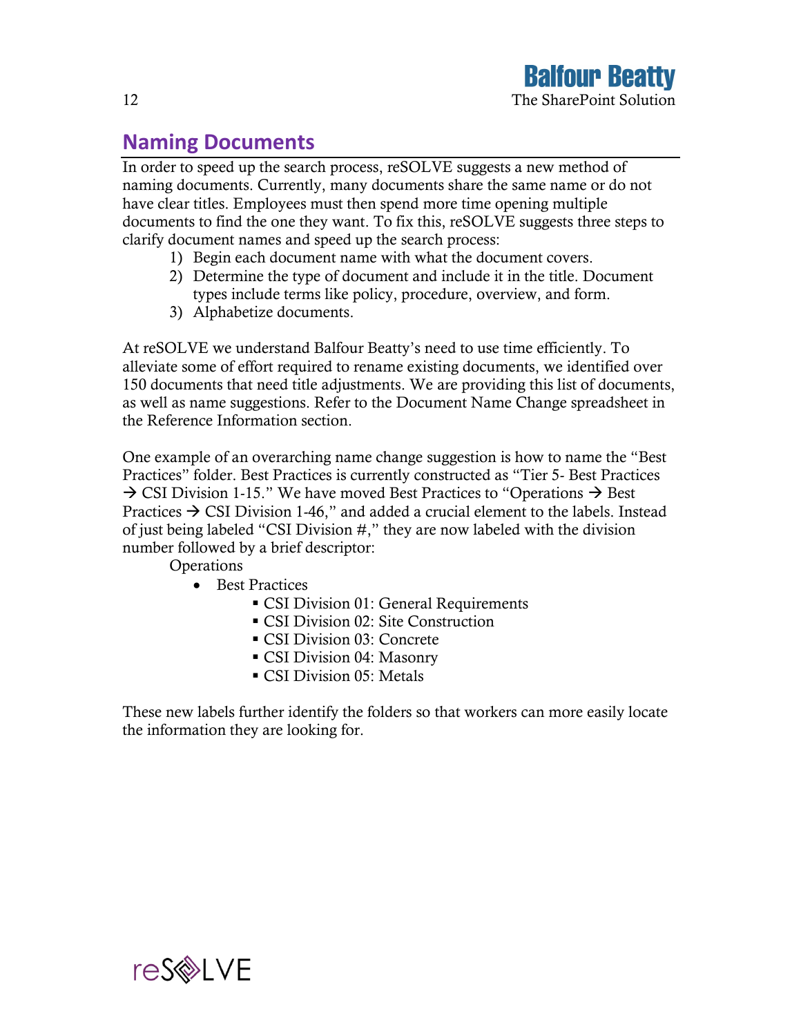## Naming Documents

In order to speed up the search process, reSOLVE suggests a new method of naming documents. Currently, many documents share the same name or do not have clear titles. Employees must then spend more time opening multiple documents to find the one they want. To fix this, reSOLVE suggests three steps to clarify document names and speed up the search process:

1) Begin each document name with what the document covers.
2) Determine the type of document and include it in the title. Document types include terms like policy, procedure, overview, and form.
3) Alphabetize documents.

At reSOLVE we understand Balfour Beatty's need to use time efficiently. To alleviate some of effort required to rename existing documents, we identified over 150 documents that need title adjustments. We are providing this list of documents, as well as name suggestions. Refer to the Document Name Change spreadsheet in the Reference Information section.

One example of an overarching name change suggestion is how to name the "Best Practices" folder. Best Practices is currently constructed as "Tier 5- Best Practices → CSI Division 1-15." We have moved Best Practices to "Operations → Best Practices → CSI Division 1-46," and added a crucial element to the labels. Instead of just being labeled "CSI Division #," they are now labeled with the division number followed by a brief descriptor:

Operations

- Best Practices
  - CSI Division 01: General Requirements
  - CSI Division 02: Site Construction
  - CSI Division 03: Concrete
  - CSI Division 04: Masonry
  - CSI Division 05: Metals

These new labels further identify the folders so that workers can more easily locate the information they are looking for.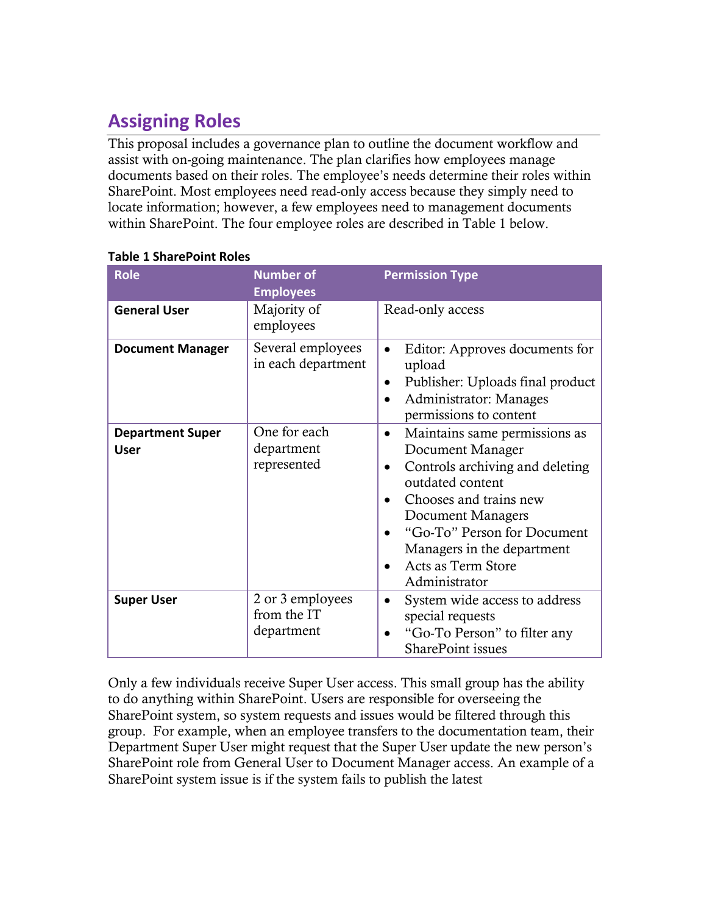## Assigning Roles

This proposal includes a governance plan to outline the document workflow and assist with on-going maintenance. The plan clarifies how employees manage documents based on their roles. The employee's needs determine their roles within SharePoint. Most employees need read-only access because they simply need to locate information; however, a few employees need to management documents within SharePoint. The four employee roles are described in Table 1 below.

**Table 1 SharePoint Roles**

| Role | Number of Employees | Permission Type |
|---|---|---|
| **General User** | Majority of employees | Read-only access |
| **Document Manager** | Several employees in each department | • Editor: Approves documents for upload<br>• Publisher: Uploads final product<br>• Administrator: Manages permissions to content |
| **Department Super User** | One for each department represented | • Maintains same permissions as Document Manager<br>• Controls archiving and deleting outdated content<br>• Chooses and trains new Document Managers<br>• "Go-To" Person for Document Managers in the department<br>• Acts as Term Store Administrator |
| **Super User** | 2 or 3 employees from the IT department | • System wide access to address special requests<br>• "Go-To Person" to filter any SharePoint issues |

Only a few individuals receive Super User access. This small group has the ability to do anything within SharePoint. Users are responsible for overseeing the SharePoint system, so system requests and issues would be filtered through this group. For example, when an employee transfers to the documentation team, their Department Super User might request that the Super User update the new person's SharePoint role from General User to Document Manager access. An example of a SharePoint system issue is if the system fails to publish the latest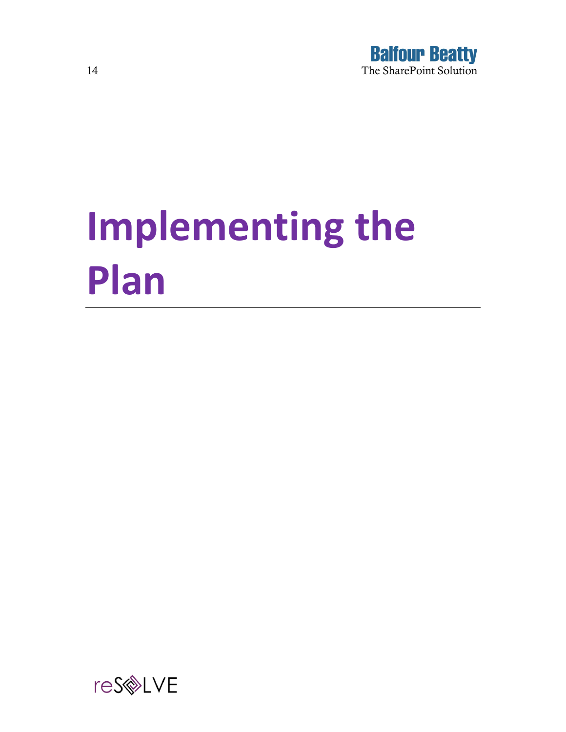# Implementing the Plan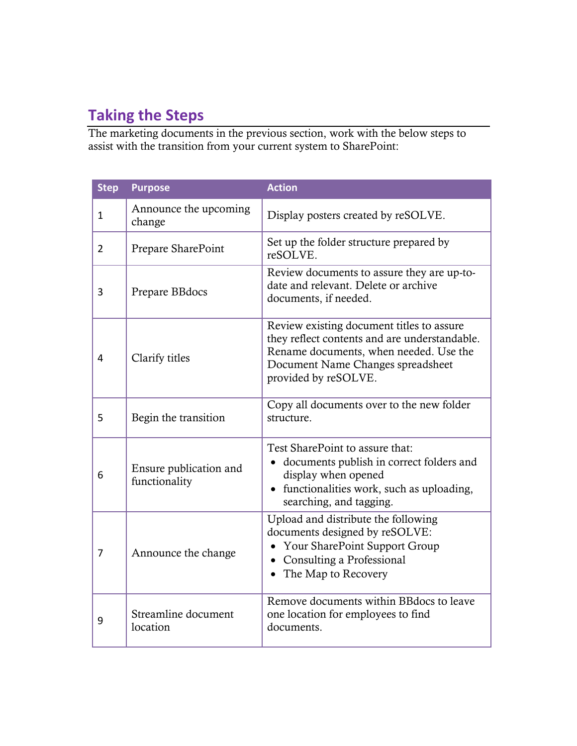## Taking the Steps

The marketing documents in the previous section, work with the below steps to assist with the transition from your current system to SharePoint:

| Step | Purpose | Action |
|---|---|---|
| 1 | Announce the upcoming change | Display posters created by reSOLVE. |
| 2 | Prepare SharePoint | Set up the folder structure prepared by reSOLVE. |
| 3 | Prepare BBdocs | Review documents to assure they are up-to-date and relevant. Delete or archive documents, if needed. |
| 4 | Clarify titles | Review existing document titles to assure they reflect contents and are understandable. Rename documents, when needed. Use the Document Name Changes spreadsheet provided by reSOLVE. |
| 5 | Begin the transition | Copy all documents over to the new folder structure. |
| 6 | Ensure publication and functionality | Test SharePoint to assure that:<br>• documents publish in correct folders and display when opened<br>• functionalities work, such as uploading, searching, and tagging. |
| 7 | Announce the change | Upload and distribute the following documents designed by reSOLVE:<br>• Your SharePoint Support Group<br>• Consulting a Professional<br>• The Map to Recovery |
| 9 | Streamline document location | Remove documents within BBdocs to leave one location for employees to find documents. |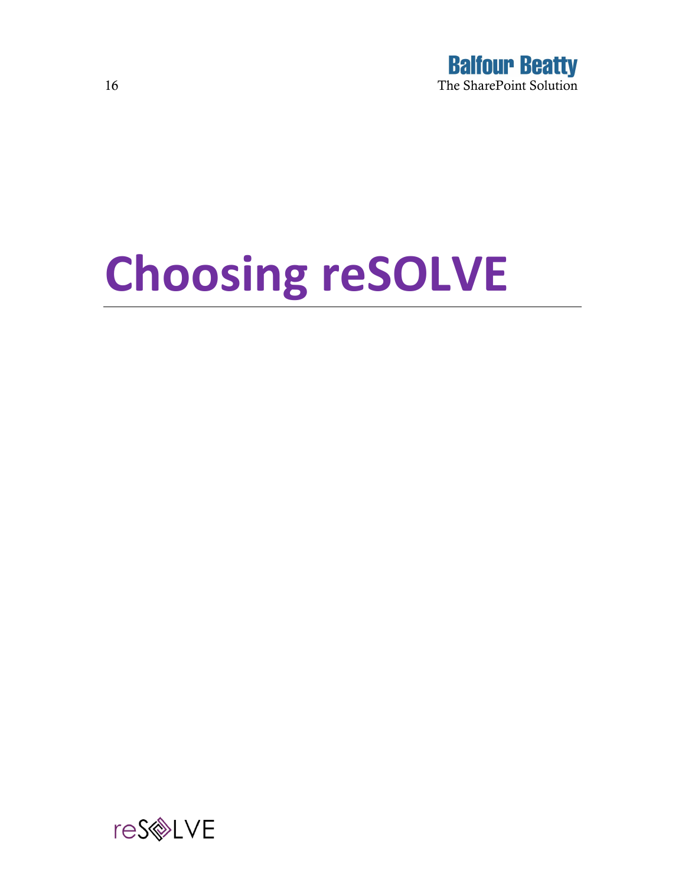# Choosing reSOLVE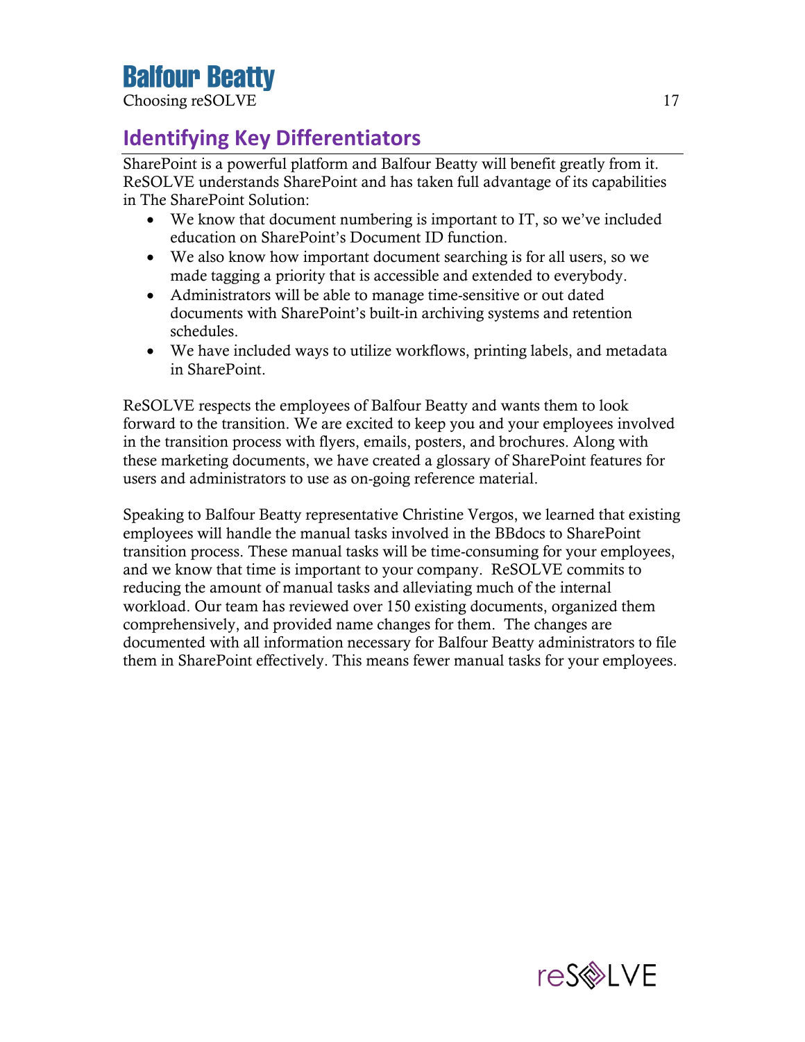## Identifying Key Differentiators

SharePoint is a powerful platform and Balfour Beatty will benefit greatly from it. ReSOLVE understands SharePoint and has taken full advantage of its capabilities in The SharePoint Solution:

- We know that document numbering is important to IT, so we've included education on SharePoint's Document ID function.
- We also know how important document searching is for all users, so we made tagging a priority that is accessible and extended to everybody.
- Administrators will be able to manage time-sensitive or out dated documents with SharePoint's built-in archiving systems and retention schedules.
- We have included ways to utilize workflows, printing labels, and metadata in SharePoint.

ReSOLVE respects the employees of Balfour Beatty and wants them to look forward to the transition. We are excited to keep you and your employees involved in the transition process with flyers, emails, posters, and brochures. Along with these marketing documents, we have created a glossary of SharePoint features for users and administrators to use as on-going reference material.

Speaking to Balfour Beatty representative Christine Vergos, we learned that existing employees will handle the manual tasks involved in the BBdocs to SharePoint transition process. These manual tasks will be time-consuming for your employees, and we know that time is important to your company. ReSOLVE commits to reducing the amount of manual tasks and alleviating much of the internal workload. Our team has reviewed over 150 existing documents, organized them comprehensively, and provided name changes for them. The changes are documented with all information necessary for Balfour Beatty administrators to file them in SharePoint effectively. This means fewer manual tasks for your employees.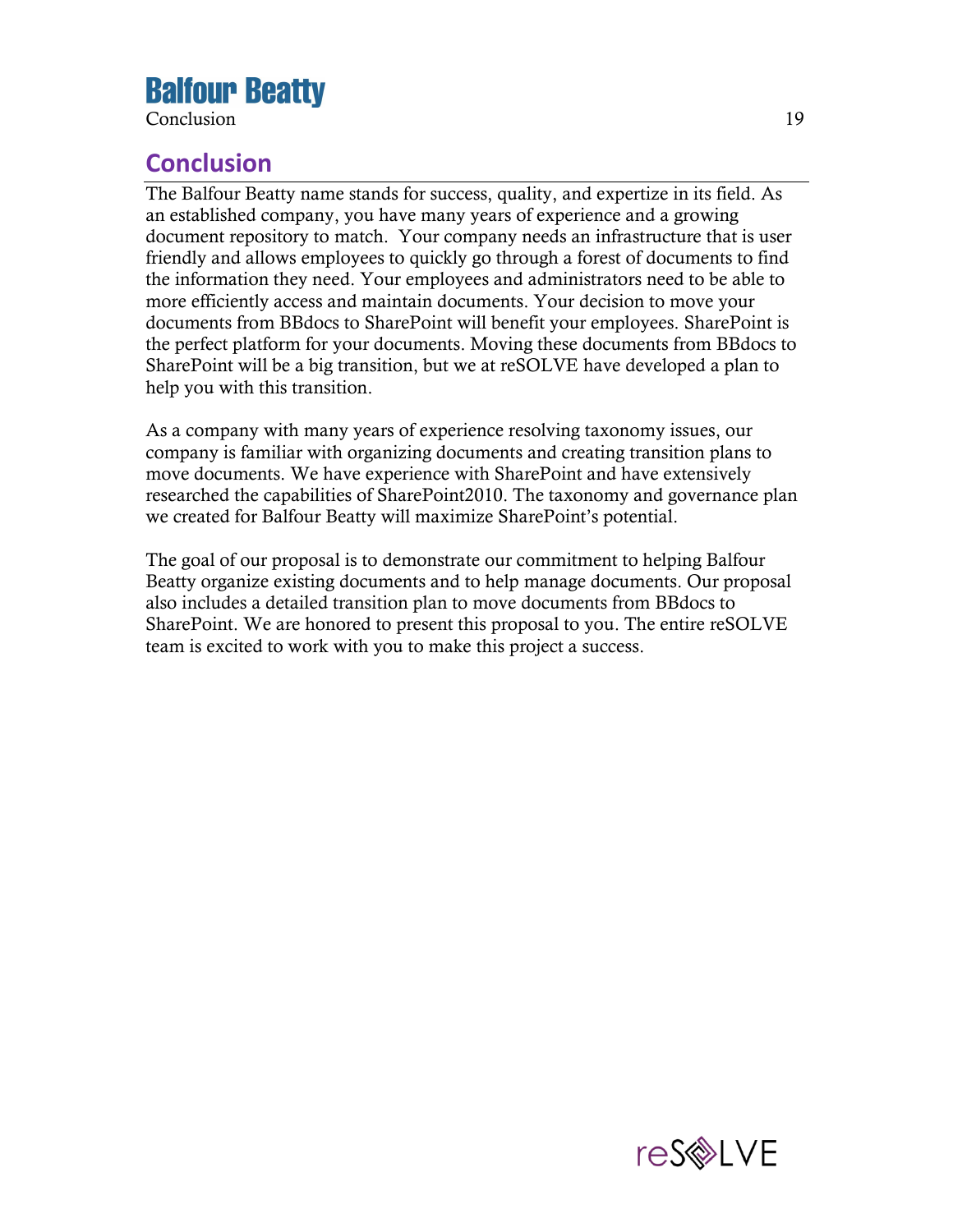## Conclusion

The Balfour Beatty name stands for success, quality, and expertize in its field. As an established company, you have many years of experience and a growing document repository to match. Your company needs an infrastructure that is user friendly and allows employees to quickly go through a forest of documents to find the information they need. Your employees and administrators need to be able to more efficiently access and maintain documents. Your decision to move your documents from BBdocs to SharePoint will benefit your employees. SharePoint is the perfect platform for your documents. Moving these documents from BBdocs to SharePoint will be a big transition, but we at reSOLVE have developed a plan to help you with this transition.

As a company with many years of experience resolving taxonomy issues, our company is familiar with organizing documents and creating transition plans to move documents. We have experience with SharePoint and have extensively researched the capabilities of SharePoint2010. The taxonomy and governance plan we created for Balfour Beatty will maximize SharePoint's potential.

The goal of our proposal is to demonstrate our commitment to helping Balfour Beatty organize existing documents and to help manage documents. Our proposal also includes a detailed transition plan to move documents from BBdocs to SharePoint. We are honored to present this proposal to you. The entire reSOLVE team is excited to work with you to make this project a success.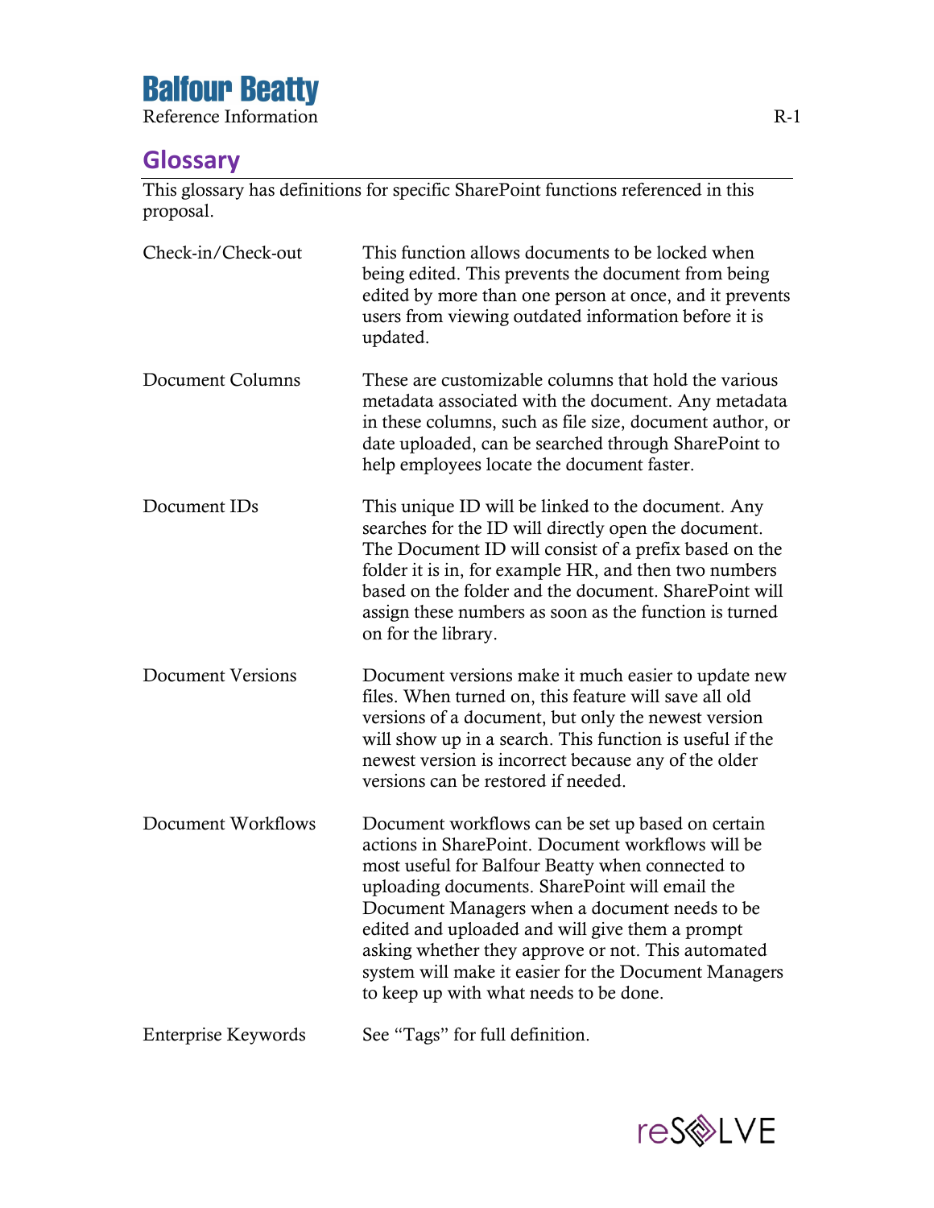## Glossary

This glossary has definitions for specific SharePoint functions referenced in this proposal.

| | |
|---|---|
| Check-in/Check-out | This function allows documents to be locked when being edited. This prevents the document from being edited by more than one person at once, and it prevents users from viewing outdated information before it is updated. |
| Document Columns | These are customizable columns that hold the various metadata associated with the document. Any metadata in these columns, such as file size, document author, or date uploaded, can be searched through SharePoint to help employees locate the document faster. |
| Document IDs | This unique ID will be linked to the document. Any searches for the ID will directly open the document. The Document ID will consist of a prefix based on the folder it is in, for example HR, and then two numbers based on the folder and the document. SharePoint will assign these numbers as soon as the function is turned on for the library. |
| Document Versions | Document versions make it much easier to update new files. When turned on, this feature will save all old versions of a document, but only the newest version will show up in a search. This function is useful if the newest version is incorrect because any of the older versions can be restored if needed. |
| Document Workflows | Document workflows can be set up based on certain actions in SharePoint. Document workflows will be most useful for Balfour Beatty when connected to uploading documents. SharePoint will email the Document Managers when a document needs to be edited and uploaded and will give them a prompt asking whether they approve or not. This automated system will make it easier for the Document Managers to keep up with what needs to be done. |
| Enterprise Keywords | See "Tags" for full definition. |